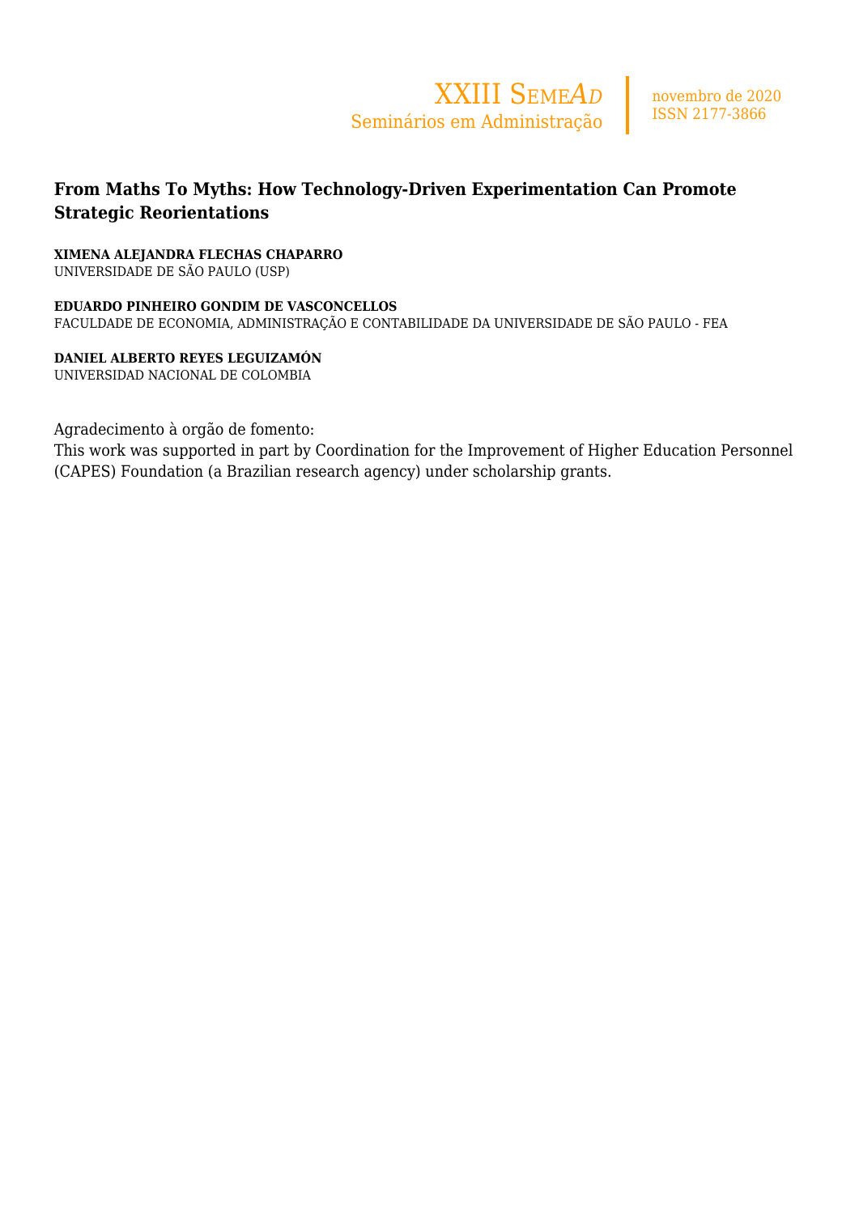# From Maths To Myths: How Technology-Driven Experimentation Can Promote Strategic Reorientations

**XIMENA ALEJANDRA FLECHAS CHAPARRO**
UNIVERSIDADE DE SÃO PAULO (USP)

**EDUARDO PINHEIRO GONDIM DE VASCONCELLOS**
FACULDADE DE ECONOMIA, ADMINISTRAÇÃO E CONTABILIDADE DA UNIVERSIDADE DE SÃO PAULO - FEA

**DANIEL ALBERTO REYES LEGUIZAMÓN**
UNIVERSIDAD NACIONAL DE COLOMBIA

Agradecimento à orgão de fomento:
This work was supported in part by Coordination for the Improvement of Higher Education Personnel (CAPES) Foundation (a Brazilian research agency) under scholarship grants.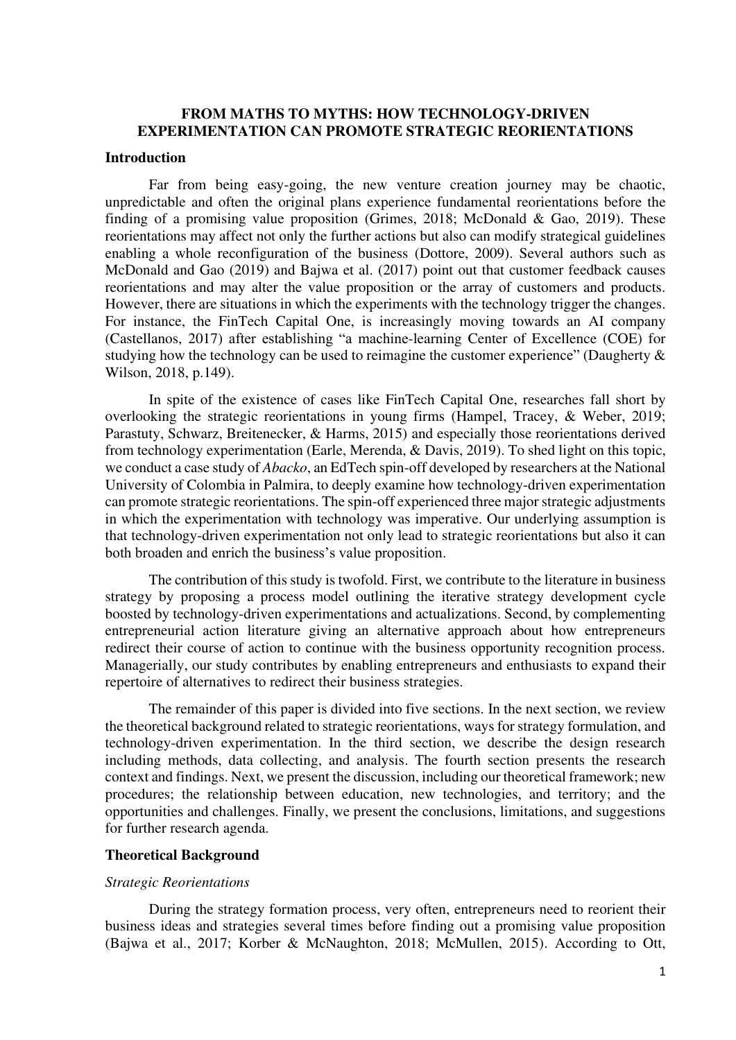# FROM MATHS TO MYTHS: HOW TECHNOLOGY-DRIVEN EXPERIMENTATION CAN PROMOTE STRATEGIC REORIENTATIONS

## Introduction

Far from being easy-going, the new venture creation journey may be chaotic, unpredictable and often the original plans experience fundamental reorientations before the finding of a promising value proposition (Grimes, 2018; McDonald & Gao, 2019). These reorientations may affect not only the further actions but also can modify strategical guidelines enabling a whole reconfiguration of the business (Dottore, 2009). Several authors such as McDonald and Gao (2019) and Bajwa et al. (2017) point out that customer feedback causes reorientations and may alter the value proposition or the array of customers and products. However, there are situations in which the experiments with the technology trigger the changes. For instance, the FinTech Capital One, is increasingly moving towards an AI company (Castellanos, 2017) after establishing "a machine-learning Center of Excellence (COE) for studying how the technology can be used to reimagine the customer experience" (Daugherty & Wilson, 2018, p.149).

In spite of the existence of cases like FinTech Capital One, researches fall short by overlooking the strategic reorientations in young firms (Hampel, Tracey, & Weber, 2019; Parastuty, Schwarz, Breitenecker, & Harms, 2015) and especially those reorientations derived from technology experimentation (Earle, Merenda, & Davis, 2019). To shed light on this topic, we conduct a case study of *Abacko*, an EdTech spin-off developed by researchers at the National University of Colombia in Palmira, to deeply examine how technology-driven experimentation can promote strategic reorientations. The spin-off experienced three major strategic adjustments in which the experimentation with technology was imperative. Our underlying assumption is that technology-driven experimentation not only lead to strategic reorientations but also it can both broaden and enrich the business's value proposition.

The contribution of this study is twofold. First, we contribute to the literature in business strategy by proposing a process model outlining the iterative strategy development cycle boosted by technology-driven experimentations and actualizations. Second, by complementing entrepreneurial action literature giving an alternative approach about how entrepreneurs redirect their course of action to continue with the business opportunity recognition process. Managerially, our study contributes by enabling entrepreneurs and enthusiasts to expand their repertoire of alternatives to redirect their business strategies.

The remainder of this paper is divided into five sections. In the next section, we review the theoretical background related to strategic reorientations, ways for strategy formulation, and technology-driven experimentation. In the third section, we describe the design research including methods, data collecting, and analysis. The fourth section presents the research context and findings. Next, we present the discussion, including our theoretical framework; new procedures; the relationship between education, new technologies, and territory; and the opportunities and challenges. Finally, we present the conclusions, limitations, and suggestions for further research agenda.

## Theoretical Background

### *Strategic Reorientations*

During the strategy formation process, very often, entrepreneurs need to reorient their business ideas and strategies several times before finding out a promising value proposition (Bajwa et al., 2017; Korber & McNaughton, 2018; McMullen, 2015). According to Ott,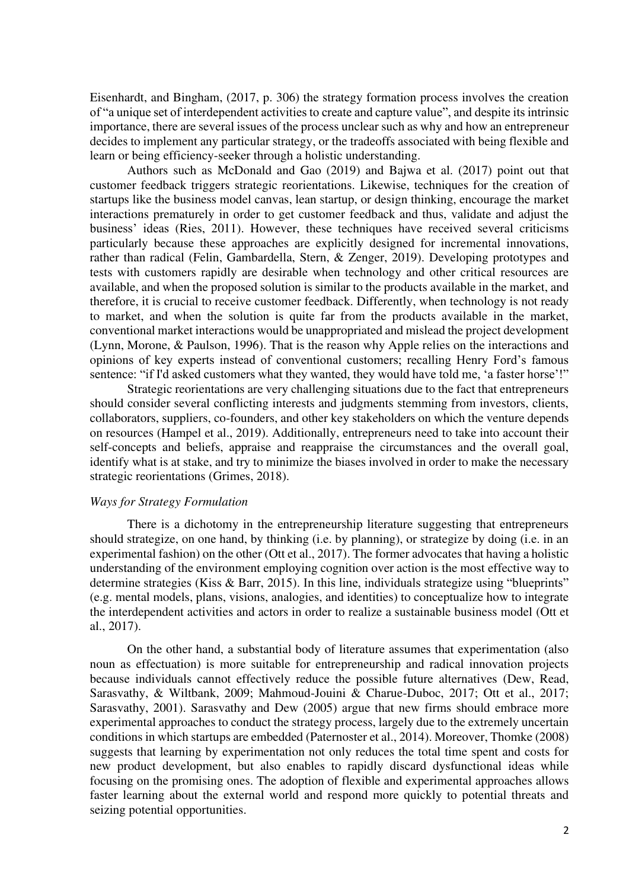Eisenhardt, and Bingham, (2017, p. 306) the strategy formation process involves the creation of "a unique set of interdependent activities to create and capture value", and despite its intrinsic importance, there are several issues of the process unclear such as why and how an entrepreneur decides to implement any particular strategy, or the tradeoffs associated with being flexible and learn or being efficiency-seeker through a holistic understanding.

Authors such as McDonald and Gao (2019) and Bajwa et al. (2017) point out that customer feedback triggers strategic reorientations. Likewise, techniques for the creation of startups like the business model canvas, lean startup, or design thinking, encourage the market interactions prematurely in order to get customer feedback and thus, validate and adjust the business' ideas (Ries, 2011). However, these techniques have received several criticisms particularly because these approaches are explicitly designed for incremental innovations, rather than radical (Felin, Gambardella, Stern, & Zenger, 2019). Developing prototypes and tests with customers rapidly are desirable when technology and other critical resources are available, and when the proposed solution is similar to the products available in the market, and therefore, it is crucial to receive customer feedback. Differently, when technology is not ready to market, and when the solution is quite far from the products available in the market, conventional market interactions would be unappropriated and mislead the project development (Lynn, Morone, & Paulson, 1996). That is the reason why Apple relies on the interactions and opinions of key experts instead of conventional customers; recalling Henry Ford's famous sentence: "if I'd asked customers what they wanted, they would have told me, 'a faster horse'!"

Strategic reorientations are very challenging situations due to the fact that entrepreneurs should consider several conflicting interests and judgments stemming from investors, clients, collaborators, suppliers, co-founders, and other key stakeholders on which the venture depends on resources (Hampel et al., 2019). Additionally, entrepreneurs need to take into account their self-concepts and beliefs, appraise and reappraise the circumstances and the overall goal, identify what is at stake, and try to minimize the biases involved in order to make the necessary strategic reorientations (Grimes, 2018).

*Ways for Strategy Formulation*

There is a dichotomy in the entrepreneurship literature suggesting that entrepreneurs should strategize, on one hand, by thinking (i.e. by planning), or strategize by doing (i.e. in an experimental fashion) on the other (Ott et al., 2017). The former advocates that having a holistic understanding of the environment employing cognition over action is the most effective way to determine strategies (Kiss & Barr, 2015). In this line, individuals strategize using "blueprints" (e.g. mental models, plans, visions, analogies, and identities) to conceptualize how to integrate the interdependent activities and actors in order to realize a sustainable business model (Ott et al., 2017).

On the other hand, a substantial body of literature assumes that experimentation (also noun as effectuation) is more suitable for entrepreneurship and radical innovation projects because individuals cannot effectively reduce the possible future alternatives (Dew, Read, Sarasvathy, & Wiltbank, 2009; Mahmoud-Jouini & Charue-Duboc, 2017; Ott et al., 2017; Sarasvathy, 2001). Sarasvathy and Dew (2005) argue that new firms should embrace more experimental approaches to conduct the strategy process, largely due to the extremely uncertain conditions in which startups are embedded (Paternoster et al., 2014). Moreover, Thomke (2008) suggests that learning by experimentation not only reduces the total time spent and costs for new product development, but also enables to rapidly discard dysfunctional ideas while focusing on the promising ones. The adoption of flexible and experimental approaches allows faster learning about the external world and respond more quickly to potential threats and seizing potential opportunities.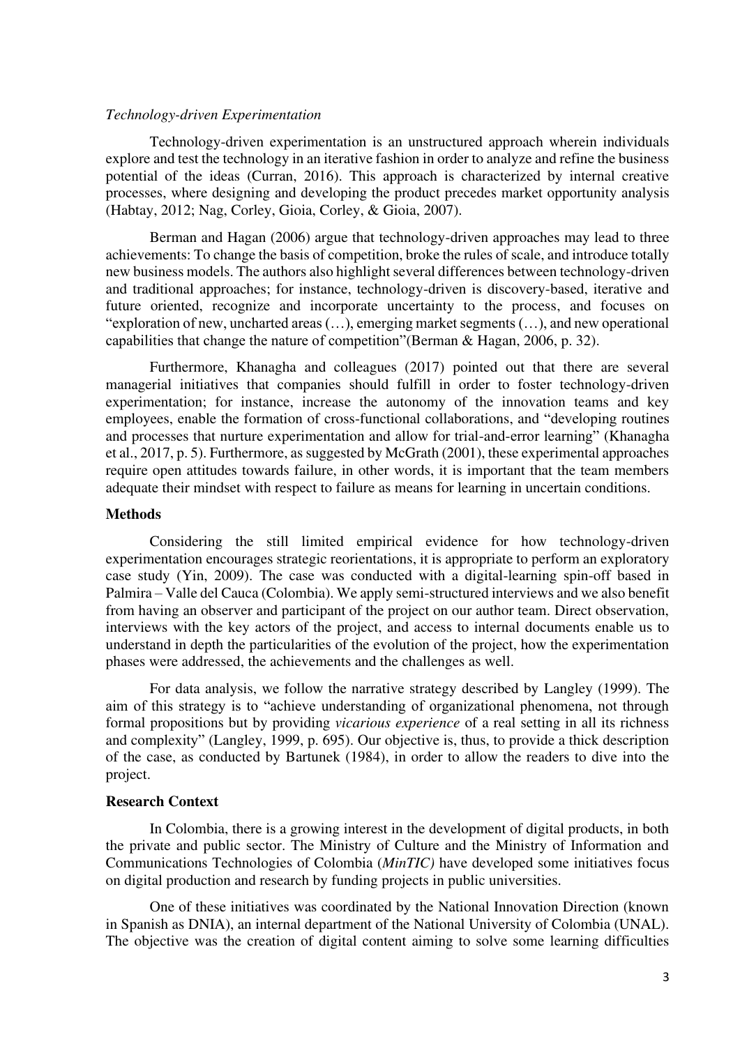*Technology-driven Experimentation*

Technology-driven experimentation is an unstructured approach wherein individuals explore and test the technology in an iterative fashion in order to analyze and refine the business potential of the ideas (Curran, 2016). This approach is characterized by internal creative processes, where designing and developing the product precedes market opportunity analysis (Habtay, 2012; Nag, Corley, Gioia, Corley, & Gioia, 2007).

Berman and Hagan (2006) argue that technology-driven approaches may lead to three achievements: To change the basis of competition, broke the rules of scale, and introduce totally new business models. The authors also highlight several differences between technology-driven and traditional approaches; for instance, technology-driven is discovery-based, iterative and future oriented, recognize and incorporate uncertainty to the process, and focuses on "exploration of new, uncharted areas (…), emerging market segments (…), and new operational capabilities that change the nature of competition"(Berman & Hagan, 2006, p. 32).

Furthermore, Khanagha and colleagues (2017) pointed out that there are several managerial initiatives that companies should fulfill in order to foster technology-driven experimentation; for instance, increase the autonomy of the innovation teams and key employees, enable the formation of cross-functional collaborations, and "developing routines and processes that nurture experimentation and allow for trial-and-error learning" (Khanagha et al., 2017, p. 5). Furthermore, as suggested by McGrath (2001), these experimental approaches require open attitudes towards failure, in other words, it is important that the team members adequate their mindset with respect to failure as means for learning in uncertain conditions.

## Methods

Considering the still limited empirical evidence for how technology-driven experimentation encourages strategic reorientations, it is appropriate to perform an exploratory case study (Yin, 2009). The case was conducted with a digital-learning spin-off based in Palmira – Valle del Cauca (Colombia). We apply semi-structured interviews and we also benefit from having an observer and participant of the project on our author team. Direct observation, interviews with the key actors of the project, and access to internal documents enable us to understand in depth the particularities of the evolution of the project, how the experimentation phases were addressed, the achievements and the challenges as well.

For data analysis, we follow the narrative strategy described by Langley (1999). The aim of this strategy is to "achieve understanding of organizational phenomena, not through formal propositions but by providing *vicarious experience* of a real setting in all its richness and complexity" (Langley, 1999, p. 695). Our objective is, thus, to provide a thick description of the case, as conducted by Bartunek (1984), in order to allow the readers to dive into the project.

## Research Context

In Colombia, there is a growing interest in the development of digital products, in both the private and public sector. The Ministry of Culture and the Ministry of Information and Communications Technologies of Colombia (*MinTIC)* have developed some initiatives focus on digital production and research by funding projects in public universities.

One of these initiatives was coordinated by the National Innovation Direction (known in Spanish as DNIA), an internal department of the National University of Colombia (UNAL). The objective was the creation of digital content aiming to solve some learning difficulties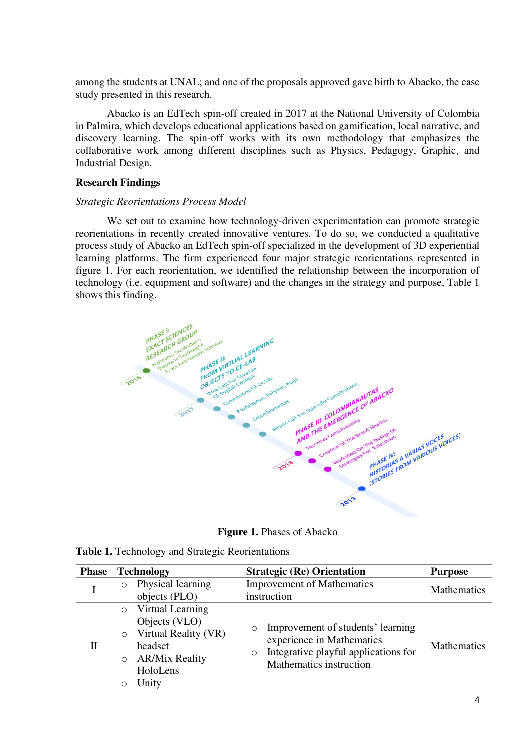among the students at UNAL; and one of the proposals approved gave birth to Abacko, the case study presented in this research.

Abacko is an EdTech spin-off created in 2017 at the National University of Colombia in Palmira, which develops educational applications based on gamification, local narrative, and discovery learning. The spin-off works with its own methodology that emphasizes the collaborative work among different disciplines such as Physics, Pedagogy, Graphic, and Industrial Design.

## Research Findings

*Strategic Reorientations Process Model*

We set out to examine how technology-driven experimentation can promote strategic reorientations in recently created innovative ventures. To do so, we conducted a qualitative process study of Abacko an EdTech spin-off specialized in the development of 3D experiential learning platforms. The firm experienced four major strategic reorientations represented in figure 1. For each reorientation, we identified the relationship between the incorporation of technology (i.e. equipment and software) and the changes in the strategy and purpose, Table 1 shows this finding.

**Figure 1.** Phases of Abacko

**Table 1.** Technology and Strategic Reorientations

| Phase | Technology | Strategic (Re) Orientation | Purpose |
|---|---|---|---|
| I | ○ Physical learning objects (PLO) | Improvement of Mathematics instruction | Mathematics |
| II | ○ Virtual Learning Objects (VLO)<br>○ Virtual Reality (VR) headset<br>○ AR/Mix Reality HoloLens<br>○ Unity | ○ Improvement of students' learning experience in Mathematics<br>○ Integrative playful applications for Mathematics instruction | Mathematics |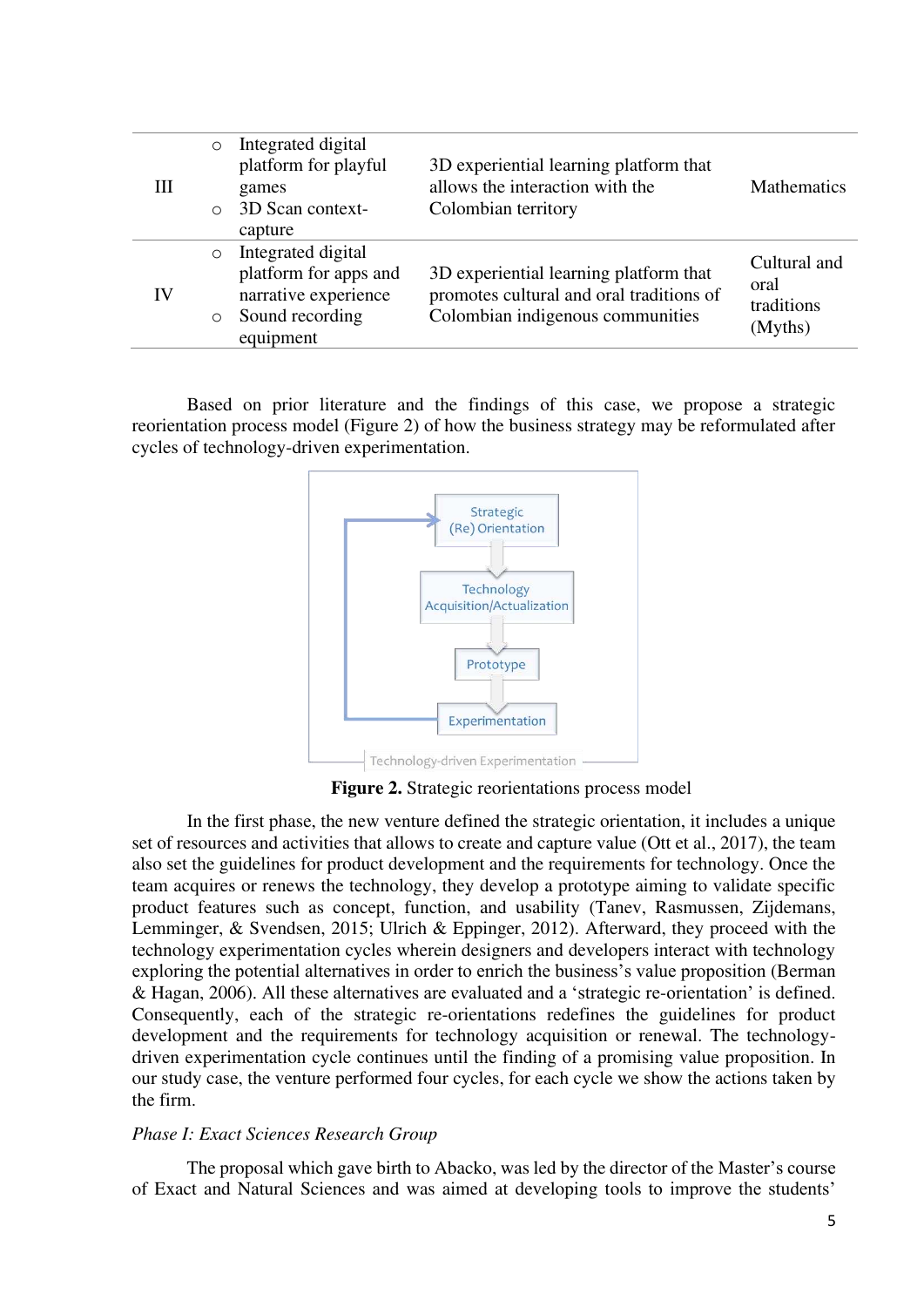| | | | |
|---|---|---|---|
| III | ○ Integrated digital platform for playful games<br>○ 3D Scan context-capture | 3D experiential learning platform that allows the interaction with the Colombian territory | Mathematics |
| IV | ○ Integrated digital platform for apps and narrative experience<br>○ Sound recording equipment | 3D experiential learning platform that promotes cultural and oral traditions of Colombian indigenous communities | Cultural and oral traditions (Myths) |

Based on prior literature and the findings of this case, we propose a strategic reorientation process model (Figure 2) of how the business strategy may be reformulated after cycles of technology-driven experimentation.

Strategic (Re) Orientation → Technology Acquisition/Actualization → Prototype → Experimentation → (back to Strategic (Re) Orientation)

Technology-driven Experimentation

**Figure 2.** Strategic reorientations process model

In the first phase, the new venture defined the strategic orientation, it includes a unique set of resources and activities that allows to create and capture value (Ott et al., 2017), the team also set the guidelines for product development and the requirements for technology. Once the team acquires or renews the technology, they develop a prototype aiming to validate specific product features such as concept, function, and usability (Tanev, Rasmussen, Zijdemans, Lemminger, & Svendsen, 2015; Ulrich & Eppinger, 2012). Afterward, they proceed with the technology experimentation cycles wherein designers and developers interact with technology exploring the potential alternatives in order to enrich the business's value proposition (Berman & Hagan, 2006). All these alternatives are evaluated and a 'strategic re-orientation' is defined. Consequently, each of the strategic re-orientations redefines the guidelines for product development and the requirements for technology acquisition or renewal. The technology-driven experimentation cycle continues until the finding of a promising value proposition. In our study case, the venture performed four cycles, for each cycle we show the actions taken by the firm.

*Phase I: Exact Sciences Research Group*

The proposal which gave birth to Abacko, was led by the director of the Master's course of Exact and Natural Sciences and was aimed at developing tools to improve the students'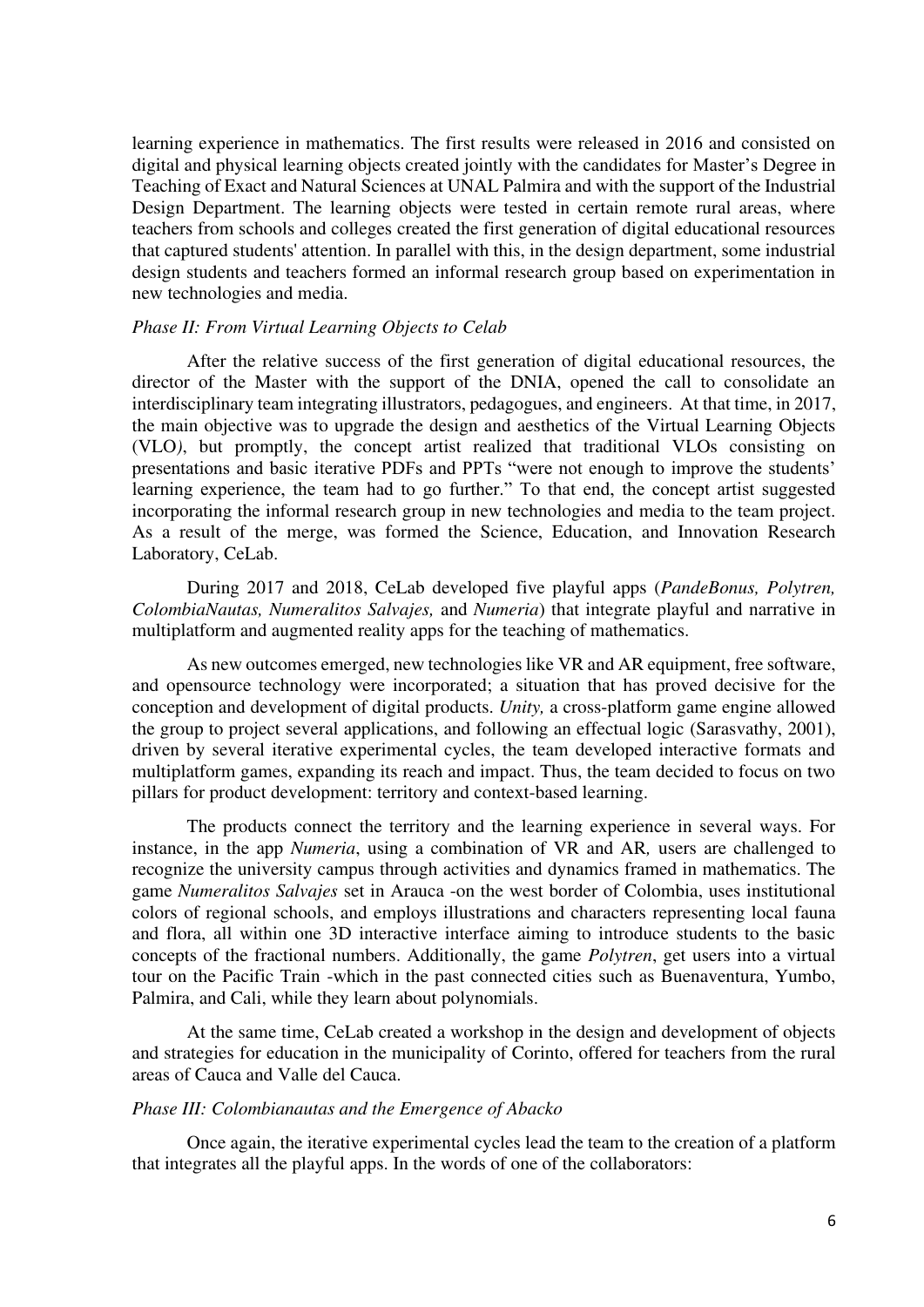learning experience in mathematics. The first results were released in 2016 and consisted on digital and physical learning objects created jointly with the candidates for Master's Degree in Teaching of Exact and Natural Sciences at UNAL Palmira and with the support of the Industrial Design Department. The learning objects were tested in certain remote rural areas, where teachers from schools and colleges created the first generation of digital educational resources that captured students' attention. In parallel with this, in the design department, some industrial design students and teachers formed an informal research group based on experimentation in new technologies and media.

### *Phase II: From Virtual Learning Objects to Celab*

After the relative success of the first generation of digital educational resources, the director of the Master with the support of the DNIA, opened the call to consolidate an interdisciplinary team integrating illustrators, pedagogues, and engineers. At that time, in 2017, the main objective was to upgrade the design and aesthetics of the Virtual Learning Objects (VLO*)*, but promptly, the concept artist realized that traditional VLOs consisting on presentations and basic iterative PDFs and PPTs "were not enough to improve the students' learning experience, the team had to go further." To that end, the concept artist suggested incorporating the informal research group in new technologies and media to the team project. As a result of the merge, was formed the Science, Education, and Innovation Research Laboratory, CeLab.

During 2017 and 2018, CeLab developed five playful apps (*PandeBonus, Polytren, ColombiaNautas, Numeralitos Salvajes,* and *Numeria*) that integrate playful and narrative in multiplatform and augmented reality apps for the teaching of mathematics.

As new outcomes emerged, new technologies like VR and AR equipment, free software, and opensource technology were incorporated; a situation that has proved decisive for the conception and development of digital products. *Unity,* a cross-platform game engine allowed the group to project several applications, and following an effectual logic (Sarasvathy, 2001), driven by several iterative experimental cycles, the team developed interactive formats and multiplatform games, expanding its reach and impact. Thus, the team decided to focus on two pillars for product development: territory and context-based learning.

The products connect the territory and the learning experience in several ways. For instance, in the app *Numeria*, using a combination of VR and AR*,* users are challenged to recognize the university campus through activities and dynamics framed in mathematics. The game *Numeralitos Salvajes* set in Arauca -on the west border of Colombia, uses institutional colors of regional schools, and employs illustrations and characters representing local fauna and flora, all within one 3D interactive interface aiming to introduce students to the basic concepts of the fractional numbers. Additionally, the game *Polytren*, get users into a virtual tour on the Pacific Train -which in the past connected cities such as Buenaventura, Yumbo, Palmira, and Cali, while they learn about polynomials.

At the same time, CeLab created a workshop in the design and development of objects and strategies for education in the municipality of Corinto, offered for teachers from the rural areas of Cauca and Valle del Cauca.

### *Phase III: Colombianautas and the Emergence of Abacko*

Once again, the iterative experimental cycles lead the team to the creation of a platform that integrates all the playful apps. In the words of one of the collaborators: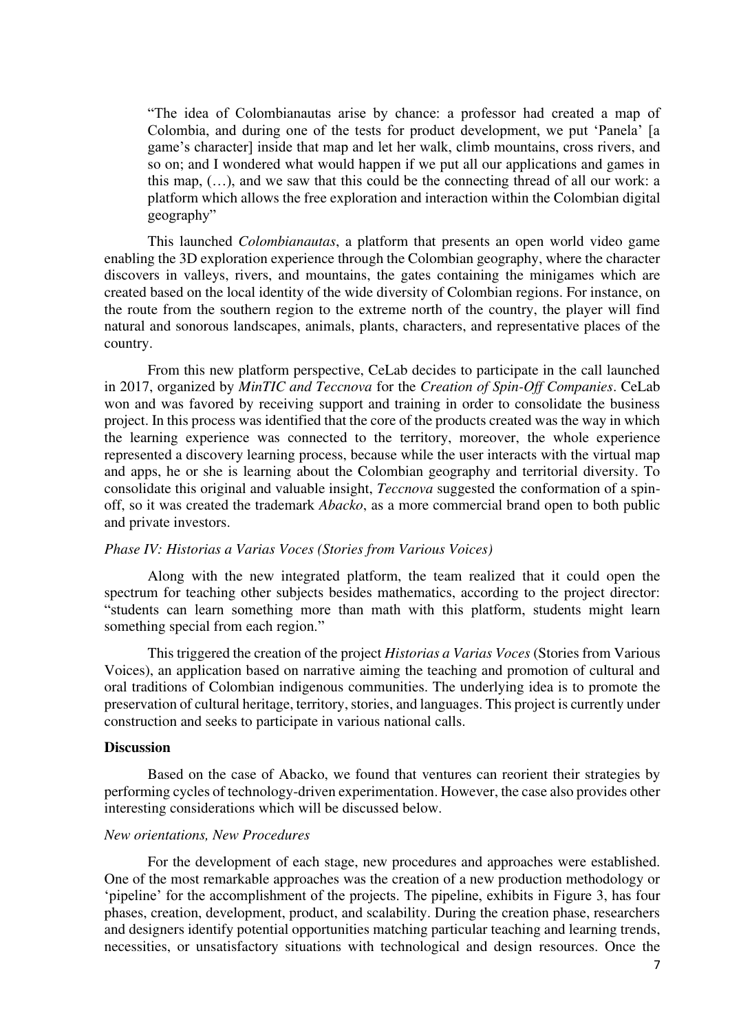> "The idea of Colombianautas arise by chance: a professor had created a map of Colombia, and during one of the tests for product development, we put 'Panela' [a game's character] inside that map and let her walk, climb mountains, cross rivers, and so on; and I wondered what would happen if we put all our applications and games in this map, (…), and we saw that this could be the connecting thread of all our work: a platform which allows the free exploration and interaction within the Colombian digital geography"

This launched *Colombianautas*, a platform that presents an open world video game enabling the 3D exploration experience through the Colombian geography, where the character discovers in valleys, rivers, and mountains, the gates containing the minigames which are created based on the local identity of the wide diversity of Colombian regions. For instance, on the route from the southern region to the extreme north of the country, the player will find natural and sonorous landscapes, animals, plants, characters, and representative places of the country.

From this new platform perspective, CeLab decides to participate in the call launched in 2017, organized by *MinTIC and Teccnova* for the *Creation of Spin-Off Companies*. CeLab won and was favored by receiving support and training in order to consolidate the business project. In this process was identified that the core of the products created was the way in which the learning experience was connected to the territory, moreover, the whole experience represented a discovery learning process, because while the user interacts with the virtual map and apps, he or she is learning about the Colombian geography and territorial diversity. To consolidate this original and valuable insight, *Teccnova* suggested the conformation of a spin-off, so it was created the trademark *Abacko*, as a more commercial brand open to both public and private investors.

*Phase IV: Historias a Varias Voces (Stories from Various Voices)*

Along with the new integrated platform, the team realized that it could open the spectrum for teaching other subjects besides mathematics, according to the project director: "students can learn something more than math with this platform, students might learn something special from each region."

This triggered the creation of the project *Historias a Varias Voces* (Stories from Various Voices), an application based on narrative aiming the teaching and promotion of cultural and oral traditions of Colombian indigenous communities. The underlying idea is to promote the preservation of cultural heritage, territory, stories, and languages. This project is currently under construction and seeks to participate in various national calls.

## Discussion

Based on the case of Abacko, we found that ventures can reorient their strategies by performing cycles of technology-driven experimentation. However, the case also provides other interesting considerations which will be discussed below.

*New orientations, New Procedures*

For the development of each stage, new procedures and approaches were established. One of the most remarkable approaches was the creation of a new production methodology or 'pipeline' for the accomplishment of the projects. The pipeline, exhibits in Figure 3, has four phases, creation, development, product, and scalability. During the creation phase, researchers and designers identify potential opportunities matching particular teaching and learning trends, necessities, or unsatisfactory situations with technological and design resources. Once the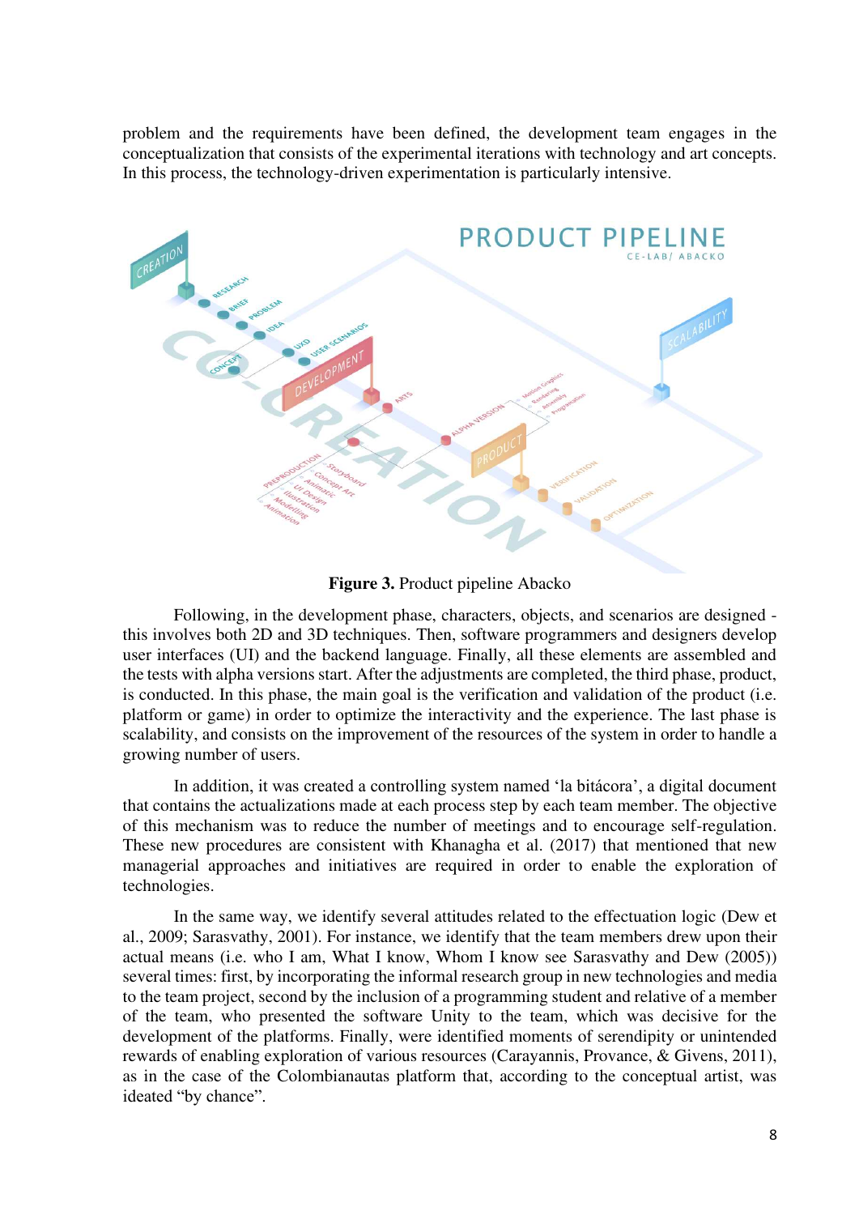problem and the requirements have been defined, the development team engages in the conceptualization that consists of the experimental iterations with technology and art concepts. In this process, the technology-driven experimentation is particularly intensive.

**Figure 3.** Product pipeline Abacko

Following, in the development phase, characters, objects, and scenarios are designed - this involves both 2D and 3D techniques. Then, software programmers and designers develop user interfaces (UI) and the backend language. Finally, all these elements are assembled and the tests with alpha versions start. After the adjustments are completed, the third phase, product, is conducted. In this phase, the main goal is the verification and validation of the product (i.e. platform or game) in order to optimize the interactivity and the experience. The last phase is scalability, and consists on the improvement of the resources of the system in order to handle a growing number of users.

In addition, it was created a controlling system named 'la bitácora', a digital document that contains the actualizations made at each process step by each team member. The objective of this mechanism was to reduce the number of meetings and to encourage self-regulation. These new procedures are consistent with Khanagha et al. (2017) that mentioned that new managerial approaches and initiatives are required in order to enable the exploration of technologies.

In the same way, we identify several attitudes related to the effectuation logic (Dew et al., 2009; Sarasvathy, 2001). For instance, we identify that the team members drew upon their actual means (i.e. who I am, What I know, Whom I know see Sarasvathy and Dew (2005)) several times: first, by incorporating the informal research group in new technologies and media to the team project, second by the inclusion of a programming student and relative of a member of the team, who presented the software Unity to the team, which was decisive for the development of the platforms. Finally, were identified moments of serendipity or unintended rewards of enabling exploration of various resources (Carayannis, Provance, & Givens, 2011), as in the case of the Colombianautas platform that, according to the conceptual artist, was ideated "by chance".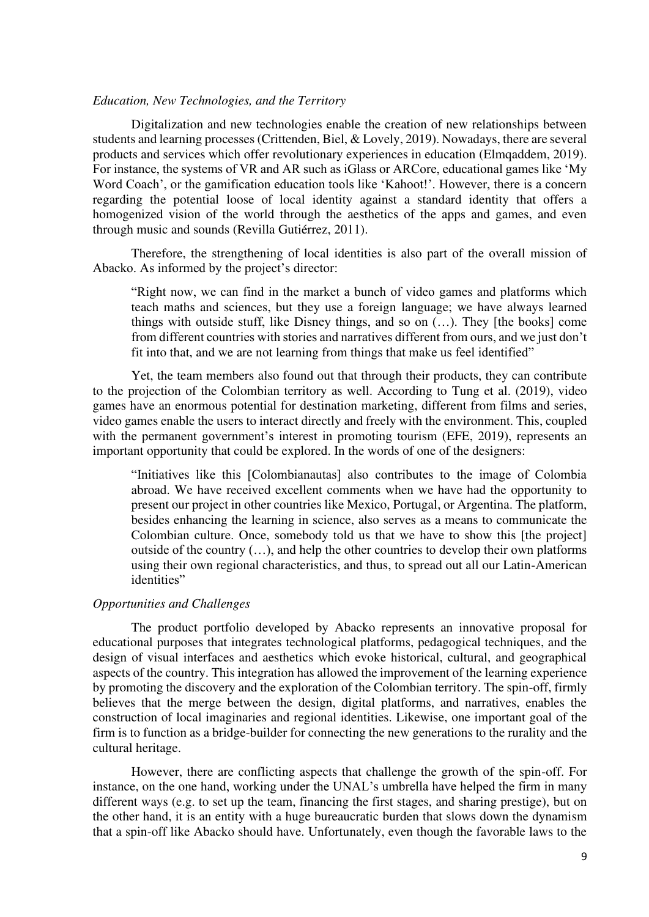### *Education, New Technologies, and the Territory*

Digitalization and new technologies enable the creation of new relationships between students and learning processes (Crittenden, Biel, & Lovely, 2019). Nowadays, there are several products and services which offer revolutionary experiences in education (Elmqaddem, 2019). For instance, the systems of VR and AR such as iGlass or ARCore, educational games like 'My Word Coach', or the gamification education tools like 'Kahoot!'. However, there is a concern regarding the potential loose of local identity against a standard identity that offers a homogenized vision of the world through the aesthetics of the apps and games, and even through music and sounds (Revilla Gutiérrez, 2011).

Therefore, the strengthening of local identities is also part of the overall mission of Abacko. As informed by the project's director:

> "Right now, we can find in the market a bunch of video games and platforms which teach maths and sciences, but they use a foreign language; we have always learned things with outside stuff, like Disney things, and so on (…). They [the books] come from different countries with stories and narratives different from ours, and we just don't fit into that, and we are not learning from things that make us feel identified"

Yet, the team members also found out that through their products, they can contribute to the projection of the Colombian territory as well. According to Tung et al. (2019), video games have an enormous potential for destination marketing, different from films and series, video games enable the users to interact directly and freely with the environment. This, coupled with the permanent government's interest in promoting tourism (EFE, 2019), represents an important opportunity that could be explored. In the words of one of the designers:

> "Initiatives like this [Colombianautas] also contributes to the image of Colombia abroad. We have received excellent comments when we have had the opportunity to present our project in other countries like Mexico, Portugal, or Argentina. The platform, besides enhancing the learning in science, also serves as a means to communicate the Colombian culture. Once, somebody told us that we have to show this [the project] outside of the country (…), and help the other countries to develop their own platforms using their own regional characteristics, and thus, to spread out all our Latin-American identities"

### *Opportunities and Challenges*

The product portfolio developed by Abacko represents an innovative proposal for educational purposes that integrates technological platforms, pedagogical techniques, and the design of visual interfaces and aesthetics which evoke historical, cultural, and geographical aspects of the country. This integration has allowed the improvement of the learning experience by promoting the discovery and the exploration of the Colombian territory. The spin-off, firmly believes that the merge between the design, digital platforms, and narratives, enables the construction of local imaginaries and regional identities. Likewise, one important goal of the firm is to function as a bridge-builder for connecting the new generations to the rurality and the cultural heritage.

However, there are conflicting aspects that challenge the growth of the spin-off. For instance, on the one hand, working under the UNAL's umbrella have helped the firm in many different ways (e.g. to set up the team, financing the first stages, and sharing prestige), but on the other hand, it is an entity with a huge bureaucratic burden that slows down the dynamism that a spin-off like Abacko should have. Unfortunately, even though the favorable laws to the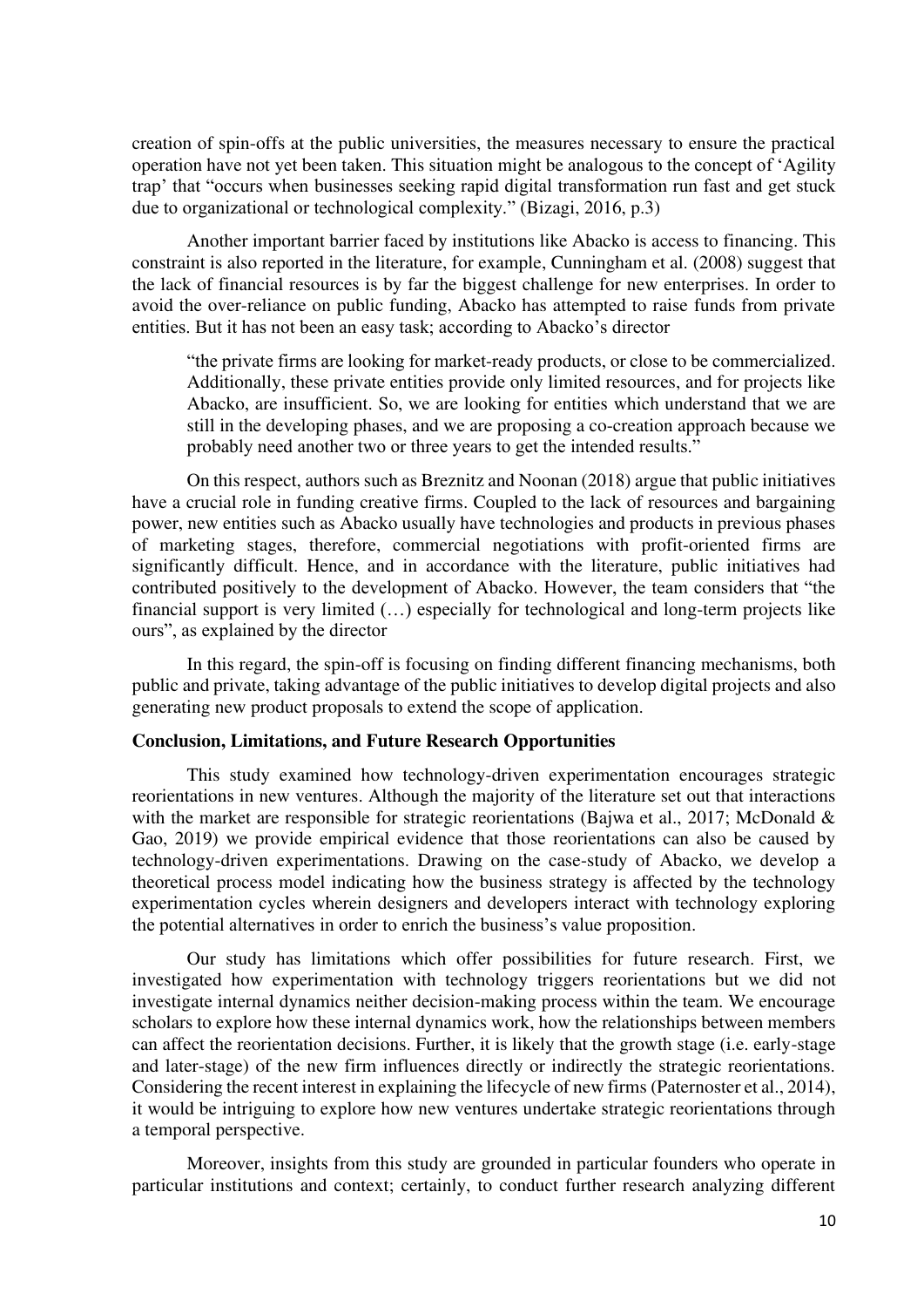creation of spin-offs at the public universities, the measures necessary to ensure the practical operation have not yet been taken. This situation might be analogous to the concept of 'Agility trap' that "occurs when businesses seeking rapid digital transformation run fast and get stuck due to organizational or technological complexity." (Bizagi, 2016, p.3)

Another important barrier faced by institutions like Abacko is access to financing. This constraint is also reported in the literature, for example, Cunningham et al. (2008) suggest that the lack of financial resources is by far the biggest challenge for new enterprises. In order to avoid the over-reliance on public funding, Abacko has attempted to raise funds from private entities. But it has not been an easy task; according to Abacko's director

> "the private firms are looking for market-ready products, or close to be commercialized. Additionally, these private entities provide only limited resources, and for projects like Abacko, are insufficient. So, we are looking for entities which understand that we are still in the developing phases, and we are proposing a co-creation approach because we probably need another two or three years to get the intended results."

On this respect, authors such as Breznitz and Noonan (2018) argue that public initiatives have a crucial role in funding creative firms. Coupled to the lack of resources and bargaining power, new entities such as Abacko usually have technologies and products in previous phases of marketing stages, therefore, commercial negotiations with profit-oriented firms are significantly difficult. Hence, and in accordance with the literature, public initiatives had contributed positively to the development of Abacko. However, the team considers that "the financial support is very limited (…) especially for technological and long-term projects like ours", as explained by the director

In this regard, the spin-off is focusing on finding different financing mechanisms, both public and private, taking advantage of the public initiatives to develop digital projects and also generating new product proposals to extend the scope of application.

## Conclusion, Limitations, and Future Research Opportunities

This study examined how technology-driven experimentation encourages strategic reorientations in new ventures. Although the majority of the literature set out that interactions with the market are responsible for strategic reorientations (Bajwa et al., 2017; McDonald & Gao, 2019) we provide empirical evidence that those reorientations can also be caused by technology-driven experimentations. Drawing on the case-study of Abacko, we develop a theoretical process model indicating how the business strategy is affected by the technology experimentation cycles wherein designers and developers interact with technology exploring the potential alternatives in order to enrich the business's value proposition.

Our study has limitations which offer possibilities for future research. First, we investigated how experimentation with technology triggers reorientations but we did not investigate internal dynamics neither decision-making process within the team. We encourage scholars to explore how these internal dynamics work, how the relationships between members can affect the reorientation decisions. Further, it is likely that the growth stage (i.e. early-stage and later-stage) of the new firm influences directly or indirectly the strategic reorientations. Considering the recent interest in explaining the lifecycle of new firms (Paternoster et al., 2014), it would be intriguing to explore how new ventures undertake strategic reorientations through a temporal perspective.

Moreover, insights from this study are grounded in particular founders who operate in particular institutions and context; certainly, to conduct further research analyzing different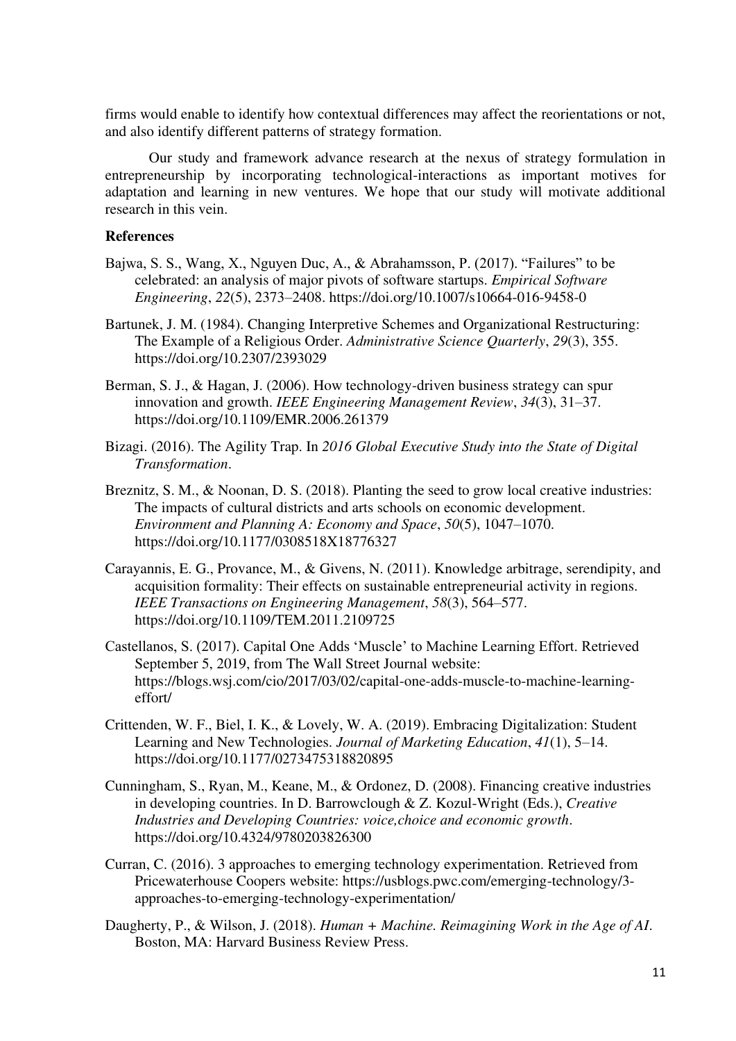firms would enable to identify how contextual differences may affect the reorientations or not, and also identify different patterns of strategy formation.

Our study and framework advance research at the nexus of strategy formulation in entrepreneurship by incorporating technological-interactions as important motives for adaptation and learning in new ventures. We hope that our study will motivate additional research in this vein.

**References**

Bajwa, S. S., Wang, X., Nguyen Duc, A., & Abrahamsson, P. (2017). "Failures" to be celebrated: an analysis of major pivots of software startups. *Empirical Software Engineering*, *22*(5), 2373–2408. https://doi.org/10.1007/s10664-016-9458-0

Bartunek, J. M. (1984). Changing Interpretive Schemes and Organizational Restructuring: The Example of a Religious Order. *Administrative Science Quarterly*, *29*(3), 355. https://doi.org/10.2307/2393029

Berman, S. J., & Hagan, J. (2006). How technology-driven business strategy can spur innovation and growth. *IEEE Engineering Management Review*, *34*(3), 31–37. https://doi.org/10.1109/EMR.2006.261379

Bizagi. (2016). The Agility Trap. In *2016 Global Executive Study into the State of Digital Transformation*.

Breznitz, S. M., & Noonan, D. S. (2018). Planting the seed to grow local creative industries: The impacts of cultural districts and arts schools on economic development. *Environment and Planning A: Economy and Space*, *50*(5), 1047–1070. https://doi.org/10.1177/0308518X18776327

Carayannis, E. G., Provance, M., & Givens, N. (2011). Knowledge arbitrage, serendipity, and acquisition formality: Their effects on sustainable entrepreneurial activity in regions. *IEEE Transactions on Engineering Management*, *58*(3), 564–577. https://doi.org/10.1109/TEM.2011.2109725

Castellanos, S. (2017). Capital One Adds 'Muscle' to Machine Learning Effort. Retrieved September 5, 2019, from The Wall Street Journal website: https://blogs.wsj.com/cio/2017/03/02/capital-one-adds-muscle-to-machine-learning-effort/

Crittenden, W. F., Biel, I. K., & Lovely, W. A. (2019). Embracing Digitalization: Student Learning and New Technologies. *Journal of Marketing Education*, *41*(1), 5–14. https://doi.org/10.1177/0273475318820895

Cunningham, S., Ryan, M., Keane, M., & Ordonez, D. (2008). Financing creative industries in developing countries. In D. Barrowclough & Z. Kozul-Wright (Eds.), *Creative Industries and Developing Countries: voice,choice and economic growth*. https://doi.org/10.4324/9780203826300

Curran, C. (2016). 3 approaches to emerging technology experimentation. Retrieved from Pricewaterhouse Coopers website: https://usblogs.pwc.com/emerging-technology/3-approaches-to-emerging-technology-experimentation/

Daugherty, P., & Wilson, J. (2018). *Human + Machine. Reimagining Work in the Age of AI*. Boston, MA: Harvard Business Review Press.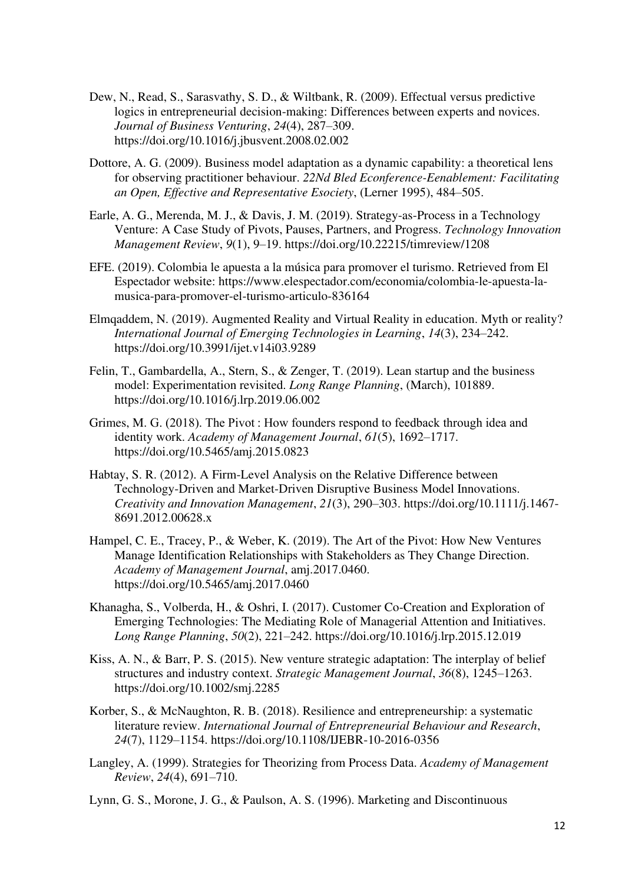Dew, N., Read, S., Sarasvathy, S. D., & Wiltbank, R. (2009). Effectual versus predictive logics in entrepreneurial decision-making: Differences between experts and novices. *Journal of Business Venturing*, *24*(4), 287–309. https://doi.org/10.1016/j.jbusvent.2008.02.002

Dottore, A. G. (2009). Business model adaptation as a dynamic capability: a theoretical lens for observing practitioner behaviour. *22Nd Bled Econference-Eenablement: Facilitating an Open, Effective and Representative Esociety*, (Lerner 1995), 484–505.

Earle, A. G., Merenda, M. J., & Davis, J. M. (2019). Strategy-as-Process in a Technology Venture: A Case Study of Pivots, Pauses, Partners, and Progress. *Technology Innovation Management Review*, *9*(1), 9–19. https://doi.org/10.22215/timreview/1208

EFE. (2019). Colombia le apuesta a la música para promover el turismo. Retrieved from El Espectador website: https://www.elespectador.com/economia/colombia-le-apuesta-la-musica-para-promover-el-turismo-articulo-836164

Elmqaddem, N. (2019). Augmented Reality and Virtual Reality in education. Myth or reality? *International Journal of Emerging Technologies in Learning*, *14*(3), 234–242. https://doi.org/10.3991/ijet.v14i03.9289

Felin, T., Gambardella, A., Stern, S., & Zenger, T. (2019). Lean startup and the business model: Experimentation revisited. *Long Range Planning*, (March), 101889. https://doi.org/10.1016/j.lrp.2019.06.002

Grimes, M. G. (2018). The Pivot : How founders respond to feedback through idea and identity work. *Academy of Management Journal*, *61*(5), 1692–1717. https://doi.org/10.5465/amj.2015.0823

Habtay, S. R. (2012). A Firm-Level Analysis on the Relative Difference between Technology-Driven and Market-Driven Disruptive Business Model Innovations. *Creativity and Innovation Management*, *21*(3), 290–303. https://doi.org/10.1111/j.1467-8691.2012.00628.x

Hampel, C. E., Tracey, P., & Weber, K. (2019). The Art of the Pivot: How New Ventures Manage Identification Relationships with Stakeholders as They Change Direction. *Academy of Management Journal*, amj.2017.0460. https://doi.org/10.5465/amj.2017.0460

Khanagha, S., Volberda, H., & Oshri, I. (2017). Customer Co-Creation and Exploration of Emerging Technologies: The Mediating Role of Managerial Attention and Initiatives. *Long Range Planning*, *50*(2), 221–242. https://doi.org/10.1016/j.lrp.2015.12.019

Kiss, A. N., & Barr, P. S. (2015). New venture strategic adaptation: The interplay of belief structures and industry context. *Strategic Management Journal*, *36*(8), 1245–1263. https://doi.org/10.1002/smj.2285

Korber, S., & McNaughton, R. B. (2018). Resilience and entrepreneurship: a systematic literature review. *International Journal of Entrepreneurial Behaviour and Research*, *24*(7), 1129–1154. https://doi.org/10.1108/IJEBR-10-2016-0356

Langley, A. (1999). Strategies for Theorizing from Process Data. *Academy of Management Review*, *24*(4), 691–710.

Lynn, G. S., Morone, J. G., & Paulson, A. S. (1996). Marketing and Discontinuous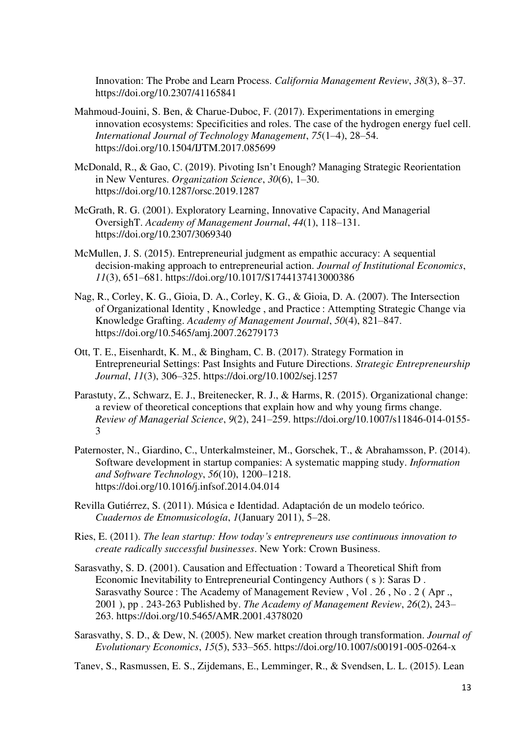Innovation: The Probe and Learn Process. *California Management Review*, *38*(3), 8–37. https://doi.org/10.2307/41165841

Mahmoud-Jouini, S. Ben, & Charue-Duboc, F. (2017). Experimentations in emerging innovation ecosystems: Specificities and roles. The case of the hydrogen energy fuel cell. *International Journal of Technology Management*, *75*(1–4), 28–54. https://doi.org/10.1504/IJTM.2017.085699

McDonald, R., & Gao, C. (2019). Pivoting Isn't Enough? Managing Strategic Reorientation in New Ventures. *Organization Science*, *30*(6), 1–30. https://doi.org/10.1287/orsc.2019.1287

McGrath, R. G. (2001). Exploratory Learning, Innovative Capacity, And Managerial OversighT. *Academy of Management Journal*, *44*(1), 118–131. https://doi.org/10.2307/3069340

McMullen, J. S. (2015). Entrepreneurial judgment as empathic accuracy: A sequential decision-making approach to entrepreneurial action. *Journal of Institutional Economics*, *11*(3), 651–681. https://doi.org/10.1017/S1744137413000386

Nag, R., Corley, K. G., Gioia, D. A., Corley, K. G., & Gioia, D. A. (2007). The Intersection of Organizational Identity , Knowledge , and Practice : Attempting Strategic Change via Knowledge Grafting. *Academy of Management Journal*, *50*(4), 821–847. https://doi.org/10.5465/amj.2007.26279173

Ott, T. E., Eisenhardt, K. M., & Bingham, C. B. (2017). Strategy Formation in Entrepreneurial Settings: Past Insights and Future Directions. *Strategic Entrepreneurship Journal*, *11*(3), 306–325. https://doi.org/10.1002/sej.1257

Parastuty, Z., Schwarz, E. J., Breitenecker, R. J., & Harms, R. (2015). Organizational change: a review of theoretical conceptions that explain how and why young firms change. *Review of Managerial Science*, *9*(2), 241–259. https://doi.org/10.1007/s11846-014-0155-3

Paternoster, N., Giardino, C., Unterkalmsteiner, M., Gorschek, T., & Abrahamsson, P. (2014). Software development in startup companies: A systematic mapping study. *Information and Software Technology*, *56*(10), 1200–1218. https://doi.org/10.1016/j.infsof.2014.04.014

Revilla Gutiérrez, S. (2011). Música e Identidad. Adaptación de un modelo teórico. *Cuadernos de Etnomusicología*, *1*(January 2011), 5–28.

Ries, E. (2011). *The lean startup: How today's entrepreneurs use continuous innovation to create radically successful businesses*. New York: Crown Business.

Sarasvathy, S. D. (2001). Causation and Effectuation : Toward a Theoretical Shift from Economic Inevitability to Entrepreneurial Contingency Authors ( s ): Saras D . Sarasvathy Source : The Academy of Management Review , Vol . 26 , No . 2 ( Apr ., 2001 ), pp . 243-263 Published by. *The Academy of Management Review*, *26*(2), 243–263. https://doi.org/10.5465/AMR.2001.4378020

Sarasvathy, S. D., & Dew, N. (2005). New market creation through transformation. *Journal of Evolutionary Economics*, *15*(5), 533–565. https://doi.org/10.1007/s00191-005-0264-x

Tanev, S., Rasmussen, E. S., Zijdemans, E., Lemminger, R., & Svendsen, L. L. (2015). Lean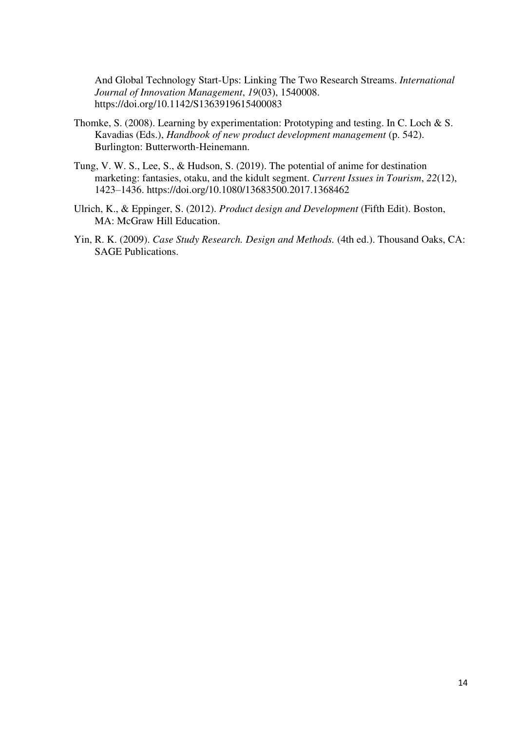And Global Technology Start-Ups: Linking The Two Research Streams. *International Journal of Innovation Management*, *19*(03), 1540008. https://doi.org/10.1142/S1363919615400083

Thomke, S. (2008). Learning by experimentation: Prototyping and testing. In C. Loch & S. Kavadias (Eds.), *Handbook of new product development management* (p. 542). Burlington: Butterworth-Heinemann.

Tung, V. W. S., Lee, S., & Hudson, S. (2019). The potential of anime for destination marketing: fantasies, otaku, and the kidult segment. *Current Issues in Tourism*, *22*(12), 1423–1436. https://doi.org/10.1080/13683500.2017.1368462

Ulrich, K., & Eppinger, S. (2012). *Product design and Development* (Fifth Edit). Boston, MA: McGraw Hill Education.

Yin, R. K. (2009). *Case Study Research. Design and Methods.* (4th ed.). Thousand Oaks, CA: SAGE Publications.